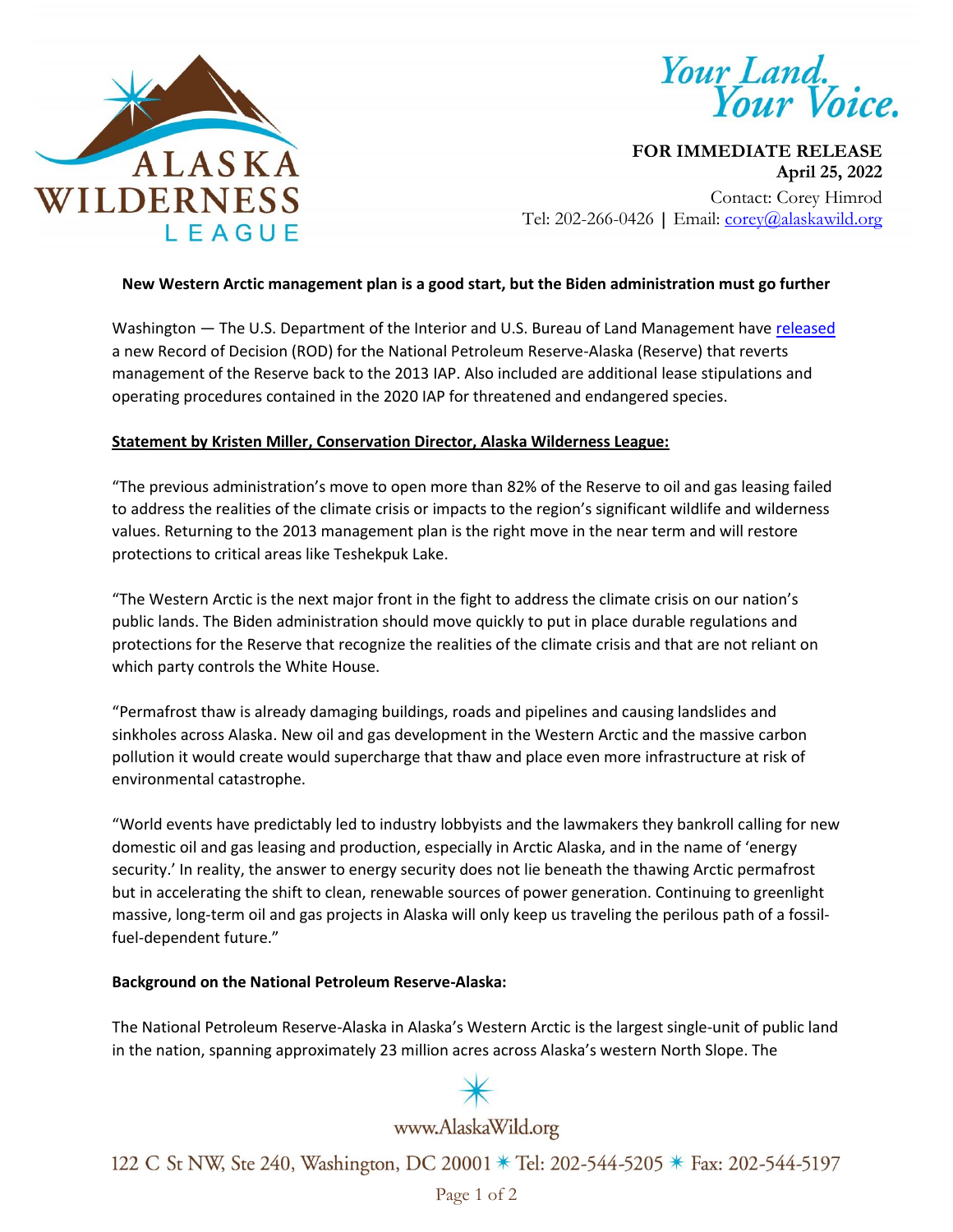ALASKA WILDERNESS LEAGUE

*Your Land. Your Voice.*

**FOR IMMEDIATE RELEASE**
**April 25, 2022**
Contact: Corey Himrod
Tel: 202-266-0426 | Email: corey@alaskawild.org

**New Western Arctic management plan is a good start, but the Biden administration must go further**

Washington — The U.S. Department of the Interior and U.S. Bureau of Land Management have released a new Record of Decision (ROD) for the National Petroleum Reserve-Alaska (Reserve) that reverts management of the Reserve back to the 2013 IAP. Also included are additional lease stipulations and operating procedures contained in the 2020 IAP for threatened and endangered species.

**Statement by Kristen Miller, Conservation Director, Alaska Wilderness League:**

"The previous administration's move to open more than 82% of the Reserve to oil and gas leasing failed to address the realities of the climate crisis or impacts to the region's significant wildlife and wilderness values. Returning to the 2013 management plan is the right move in the near term and will restore protections to critical areas like Teshekpuk Lake.

"The Western Arctic is the next major front in the fight to address the climate crisis on our nation's public lands. The Biden administration should move quickly to put in place durable regulations and protections for the Reserve that recognize the realities of the climate crisis and that are not reliant on which party controls the White House.

"Permafrost thaw is already damaging buildings, roads and pipelines and causing landslides and sinkholes across Alaska. New oil and gas development in the Western Arctic and the massive carbon pollution it would create would supercharge that thaw and place even more infrastructure at risk of environmental catastrophe.

"World events have predictably led to industry lobbyists and the lawmakers they bankroll calling for new domestic oil and gas leasing and production, especially in Arctic Alaska, and in the name of 'energy security.' In reality, the answer to energy security does not lie beneath the thawing Arctic permafrost but in accelerating the shift to clean, renewable sources of power generation. Continuing to greenlight massive, long-term oil and gas projects in Alaska will only keep us traveling the perilous path of a fossil-fuel-dependent future."

**Background on the National Petroleum Reserve-Alaska:**

The National Petroleum Reserve-Alaska in Alaska's Western Arctic is the largest single-unit of public land in the nation, spanning approximately 23 million acres across Alaska's western North Slope. The

www.AlaskaWild.org

122 C St NW, Ste 240, Washington, DC 20001 ✷ Tel: 202-544-5205 ✷ Fax: 202-544-5197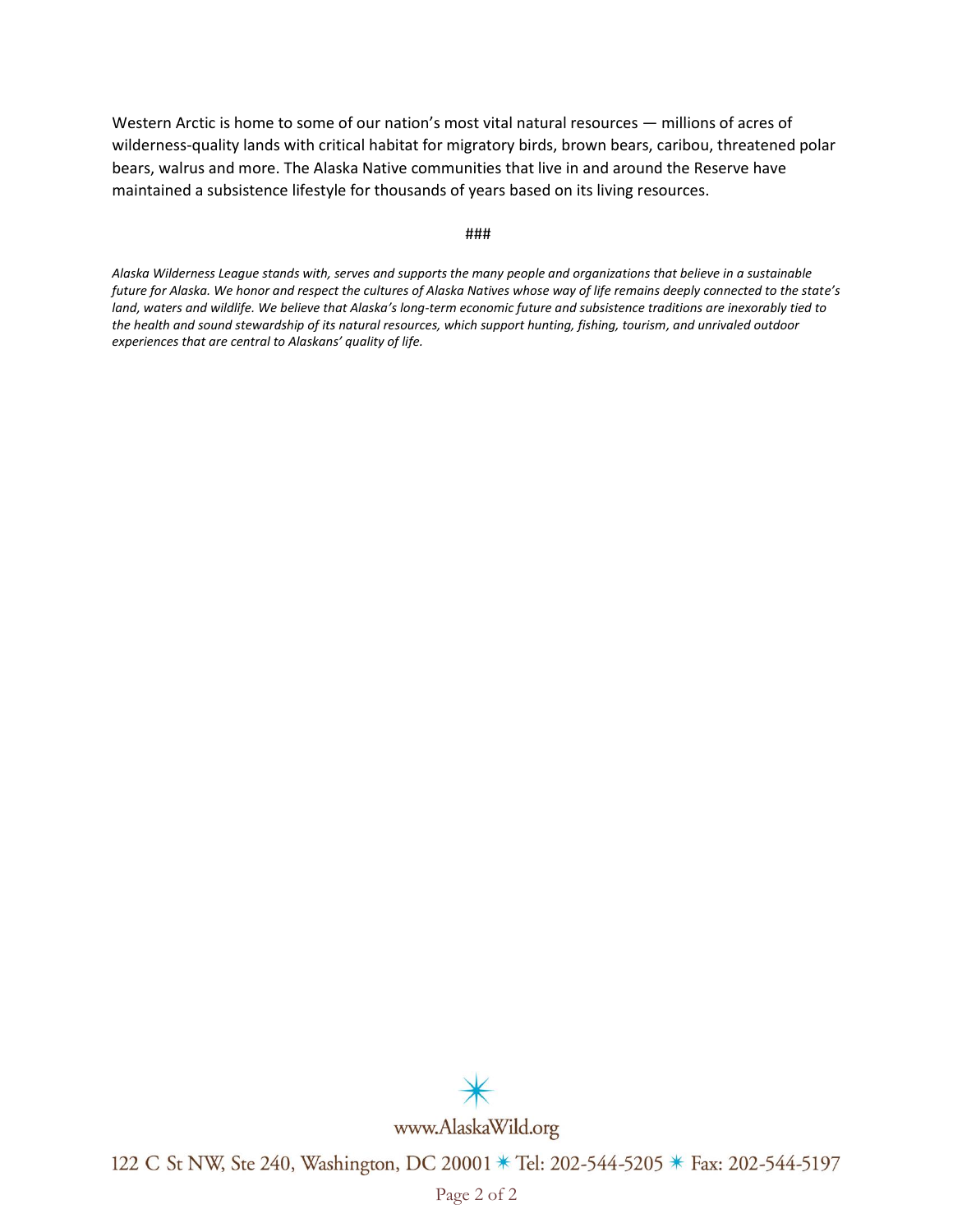Western Arctic is home to some of our nation's most vital natural resources — millions of acres of wilderness-quality lands with critical habitat for migratory birds, brown bears, caribou, threatened polar bears, walrus and more. The Alaska Native communities that live in and around the Reserve have maintained a subsistence lifestyle for thousands of years based on its living resources.

###

*Alaska Wilderness League stands with, serves and supports the many people and organizations that believe in a sustainable future for Alaska. We honor and respect the cultures of Alaska Natives whose way of life remains deeply connected to the state's land, waters and wildlife. We believe that Alaska's long-term economic future and subsistence traditions are inexorably tied to the health and sound stewardship of its natural resources, which support hunting, fishing, tourism, and unrivaled outdoor experiences that are central to Alaskans' quality of life.*

www.AlaskaWild.org

122 C St NW, Ste 240, Washington, DC 20001 ✷ Tel: 202-544-5205 ✷ Fax: 202-544-5197